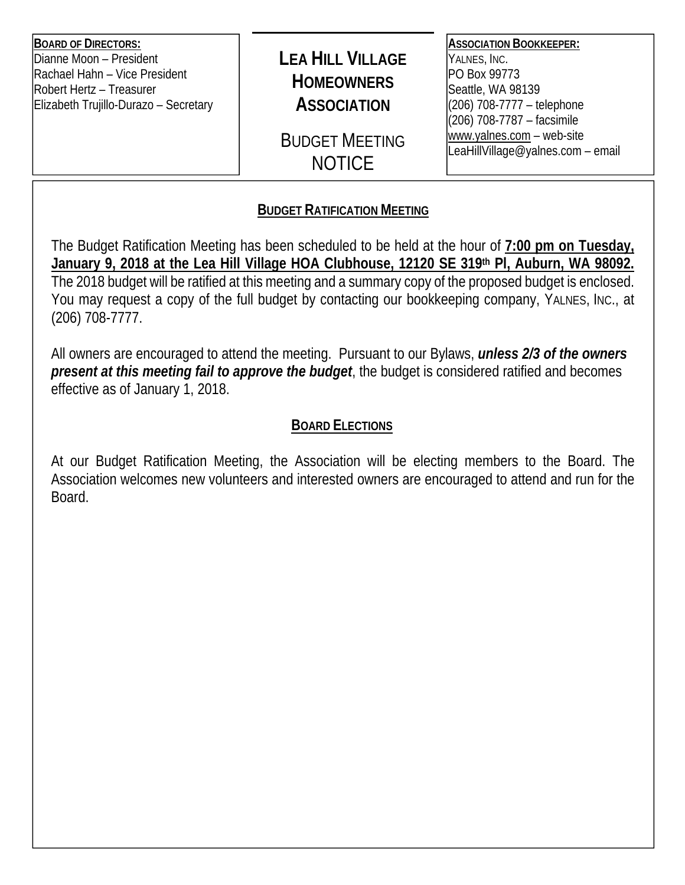**Board of Directors:**
Dianne Moon – President
Rachael Hahn – Vice President
Robert Hertz – Treasurer
Elizabeth Trujillo-Durazo – Secretary

# Lea Hill Village Homeowners Association

## Budget Meeting NOTICE

**Association Bookkeeper:**
Yalnes, Inc.
PO Box 99773
Seattle, WA 98139
(206) 708-7777 – telephone
(206) 708-7787 – facsimile
www.yalnes.com – web-site
LeaHillVillage@yalnes.com – email

### Budget Ratification Meeting

The Budget Ratification Meeting has been scheduled to be held at the hour of **7:00 pm on Tuesday, January 9, 2018 at the Lea Hill Village HOA Clubhouse, 12120 SE 319th Pl, Auburn, WA 98092.** The 2018 budget will be ratified at this meeting and a summary copy of the proposed budget is enclosed. You may request a copy of the full budget by contacting our bookkeeping company, Yalnes, Inc., at (206) 708-7777.

All owners are encouraged to attend the meeting. Pursuant to our Bylaws, ***unless 2/3 of the owners present at this meeting fail to approve the budget***, the budget is considered ratified and becomes effective as of January 1, 2018.

### Board Elections

At our Budget Ratification Meeting, the Association will be electing members to the Board. The Association welcomes new volunteers and interested owners are encouraged to attend and run for the Board.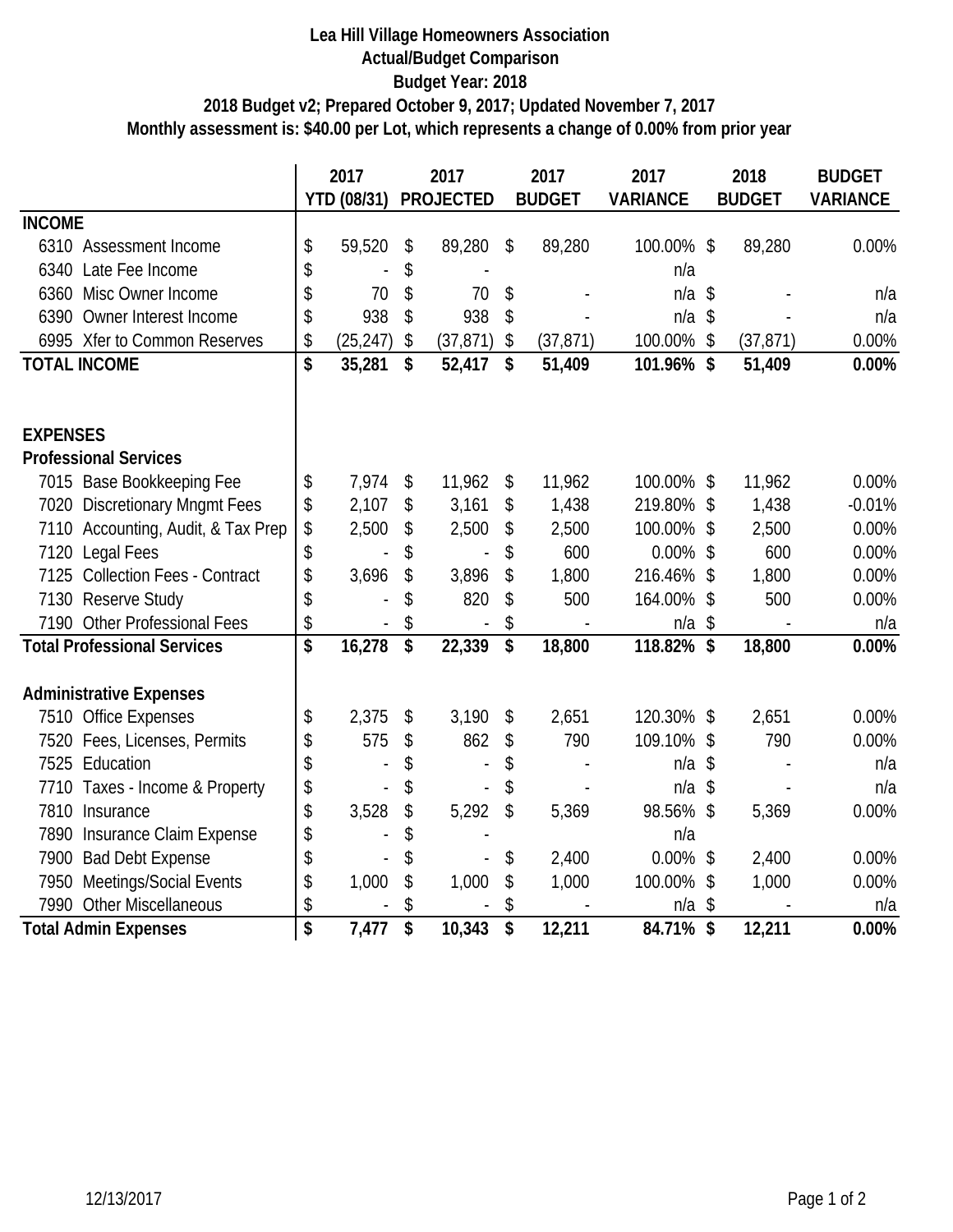# Lea Hill Village Homeowners Association

## Actual/Budget Comparison

### Budget Year: 2018

**2018 Budget v2; Prepared October 9, 2017; Updated November 7, 2017**

**Monthly assessment is: $40.00 per Lot, which represents a change of 0.00% from prior year**

| | 2017 YTD (08/31) | 2017 PROJECTED | 2017 BUDGET | 2017 VARIANCE | 2018 BUDGET | BUDGET VARIANCE |
|---|---|---|---|---|---|---|
| **INCOME** | | | | | | |
| 6310 Assessment Income | $ 59,520 | $ 89,280 | $ 89,280 | 100.00% | $ 89,280 | 0.00% |
| 6340 Late Fee Income | $ - | $ - | | n/a | | |
| 6360 Misc Owner Income | $ 70 | $ 70 | $ - | n/a | $ - | n/a |
| 6390 Owner Interest Income | $ 938 | $ 938 | $ - | n/a | $ - | n/a |
| 6995 Xfer to Common Reserves | $ (25,247) | $ (37,871) | $ (37,871) | 100.00% | $ (37,871) | 0.00% |
| **TOTAL INCOME** | **$ 35,281** | **$ 52,417** | **$ 51,409** | **101.96%** | **$ 51,409** | **0.00%** |
| | | | | | | |
| **EXPENSES** | | | | | | |
| **Professional Services** | | | | | | |
| 7015 Base Bookkeeping Fee | $ 7,974 | $ 11,962 | $ 11,962 | 100.00% | $ 11,962 | 0.00% |
| 7020 Discretionary Mngmt Fees | $ 2,107 | $ 3,161 | $ 1,438 | 219.80% | $ 1,438 | -0.01% |
| 7110 Accounting, Audit, & Tax Prep | $ 2,500 | $ 2,500 | $ 2,500 | 100.00% | $ 2,500 | 0.00% |
| 7120 Legal Fees | $ - | $ - | $ 600 | 0.00% | $ 600 | 0.00% |
| 7125 Collection Fees - Contract | $ 3,696 | $ 3,896 | $ 1,800 | 216.46% | $ 1,800 | 0.00% |
| 7130 Reserve Study | $ - | $ 820 | $ 500 | 164.00% | $ 500 | 0.00% |
| 7190 Other Professional Fees | $ - | $ - | $ - | n/a | $ - | n/a |
| **Total Professional Services** | **$ 16,278** | **$ 22,339** | **$ 18,800** | **118.82%** | **$ 18,800** | **0.00%** |
| | | | | | | |
| **Administrative Expenses** | | | | | | |
| 7510 Office Expenses | $ 2,375 | $ 3,190 | $ 2,651 | 120.30% | $ 2,651 | 0.00% |
| 7520 Fees, Licenses, Permits | $ 575 | $ 862 | $ 790 | 109.10% | $ 790 | 0.00% |
| 7525 Education | $ - | $ - | $ - | n/a | $ - | n/a |
| 7710 Taxes - Income & Property | $ - | $ - | $ - | n/a | $ - | n/a |
| 7810 Insurance | $ 3,528 | $ 5,292 | $ 5,369 | 98.56% | $ 5,369 | 0.00% |
| 7890 Insurance Claim Expense | $ - | $ - | | n/a | | |
| 7900 Bad Debt Expense | $ - | $ - | $ 2,400 | 0.00% | $ 2,400 | 0.00% |
| 7950 Meetings/Social Events | $ 1,000 | $ 1,000 | $ 1,000 | 100.00% | $ 1,000 | 0.00% |
| 7990 Other Miscellaneous | $ - | $ - | $ - | n/a | $ - | n/a |
| **Total Admin Expenses** | **$ 7,477** | **$ 10,343** | **$ 12,211** | **84.71%** | **$ 12,211** | **0.00%** |

12/13/2017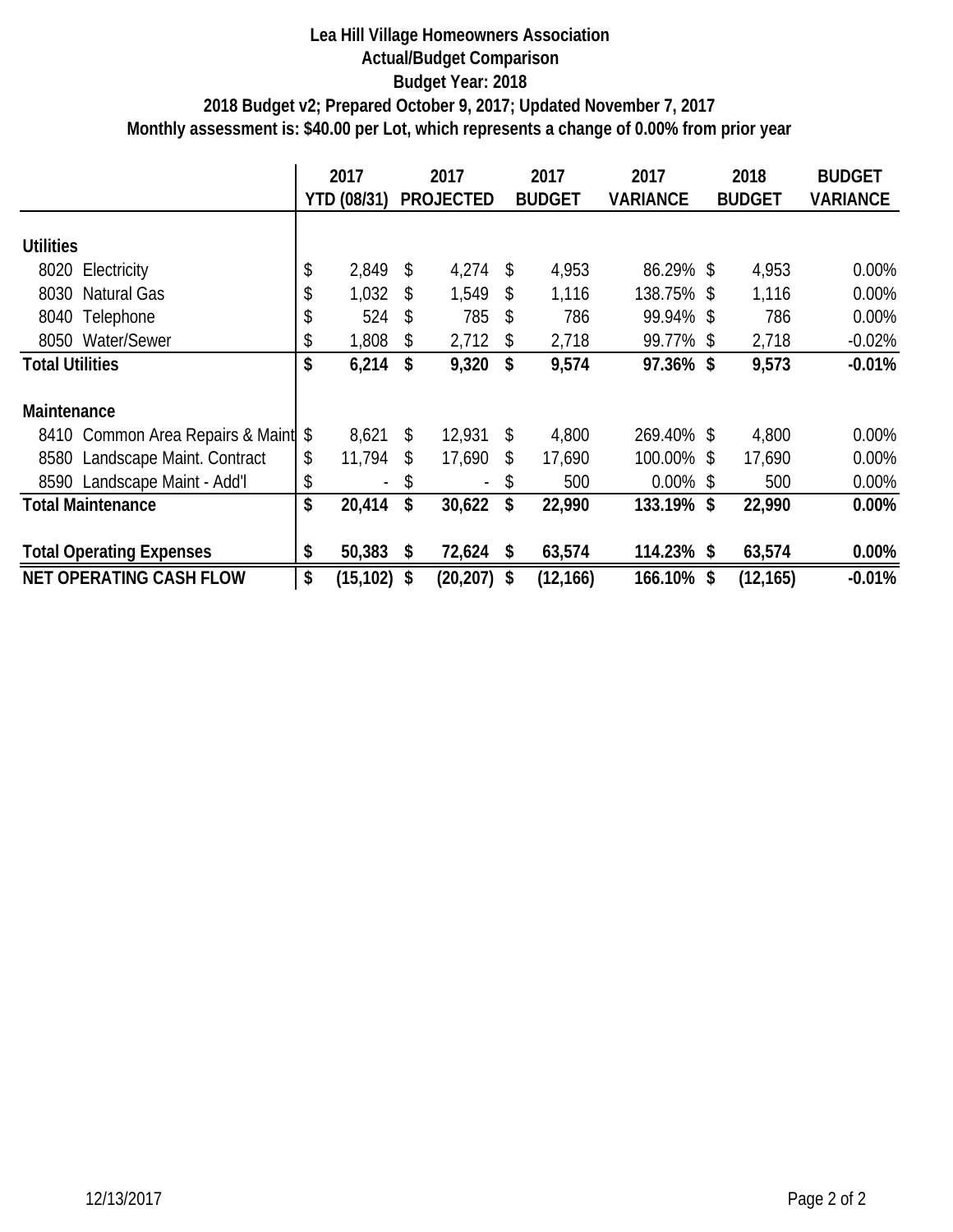**Lea Hill Village Homeowners Association**
**Actual/Budget Comparison**
**Budget Year: 2018**
**2018 Budget v2; Prepared October 9, 2017; Updated November 7, 2017**
**Monthly assessment is: $40.00 per Lot, which represents a change of 0.00% from prior year**

| | 2017 YTD (08/31) | 2017 PROJECTED | 2017 BUDGET | 2017 VARIANCE | 2018 BUDGET | BUDGET VARIANCE |
|---|---|---|---|---|---|---|
| **Utilities** | | | | | | |
| 8020 Electricity | $ 2,849 | $ 4,274 | $ 4,953 | 86.29% | $ 4,953 | 0.00% |
| 8030 Natural Gas | $ 1,032 | $ 1,549 | $ 1,116 | 138.75% | $ 1,116 | 0.00% |
| 8040 Telephone | $ 524 | $ 785 | $ 786 | 99.94% | $ 786 | 0.00% |
| 8050 Water/Sewer | $ 1,808 | $ 2,712 | $ 2,718 | 99.77% | $ 2,718 | -0.02% |
| **Total Utilities** | **$ 6,214** | **$ 9,320** | **$ 9,574** | **97.36%** | **$ 9,573** | **-0.01%** |
| **Maintenance** | | | | | | |
| 8410 Common Area Repairs & Maint | $ 8,621 | $ 12,931 | $ 4,800 | 269.40% | $ 4,800 | 0.00% |
| 8580 Landscape Maint. Contract | $ 11,794 | $ 17,690 | $ 17,690 | 100.00% | $ 17,690 | 0.00% |
| 8590 Landscape Maint - Add'l | $ - | $ - | $ 500 | 0.00% | $ 500 | 0.00% |
| **Total Maintenance** | **$ 20,414** | **$ 30,622** | **$ 22,990** | **133.19%** | **$ 22,990** | **0.00%** |
| **Total Operating Expenses** | **$ 50,383** | **$ 72,624** | **$ 63,574** | **114.23%** | **$ 63,574** | **0.00%** |
| **NET OPERATING CASH FLOW** | **$ (15,102)** | **$ (20,207)** | **$ (12,166)** | **166.10%** | **$ (12,165)** | **-0.01%** |

12/13/2017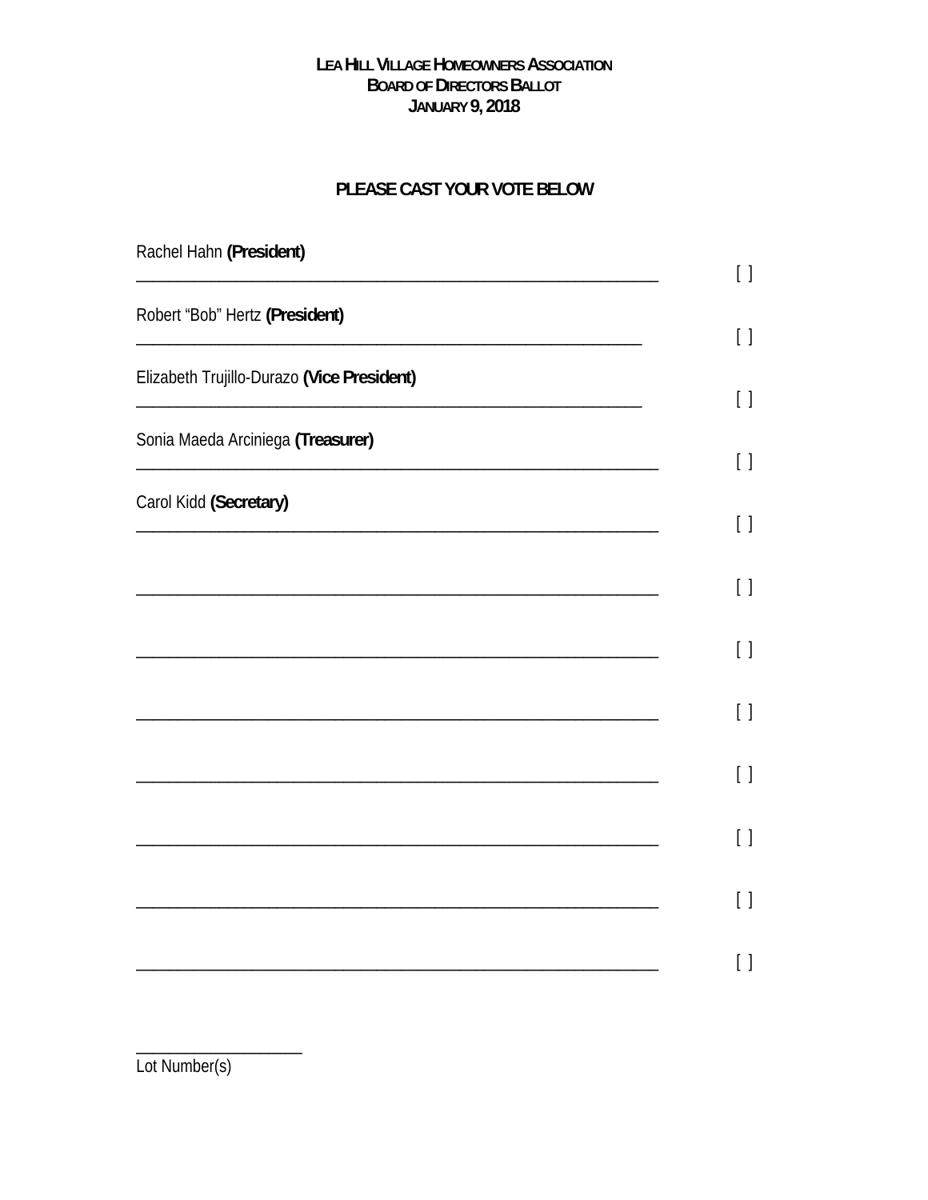**LEA HILL VILLAGE HOMEOWNERS ASSOCIATION**
**BOARD OF DIRECTORS BALLOT**
**JANUARY 9, 2018**

**PLEASE CAST YOUR VOTE BELOW**

Rachel Hahn **(President)**
_______________________________________________________________ [ ]

Robert "Bob" Hertz **(President)**
_______________________________________________________________ [ ]

Elizabeth Trujillo-Durazo **(Vice President)**
_______________________________________________________________ [ ]

Sonia Maeda Arciniega **(Treasurer)**
_______________________________________________________________ [ ]

Carol Kidd **(Secretary)**
_______________________________________________________________ [ ]

_______________________________________________________________ [ ]

_______________________________________________________________ [ ]

_______________________________________________________________ [ ]

_______________________________________________________________ [ ]

_______________________________________________________________ [ ]

_______________________________________________________________ [ ]

_______________________________________________________________ [ ]

____________________
Lot Number(s)